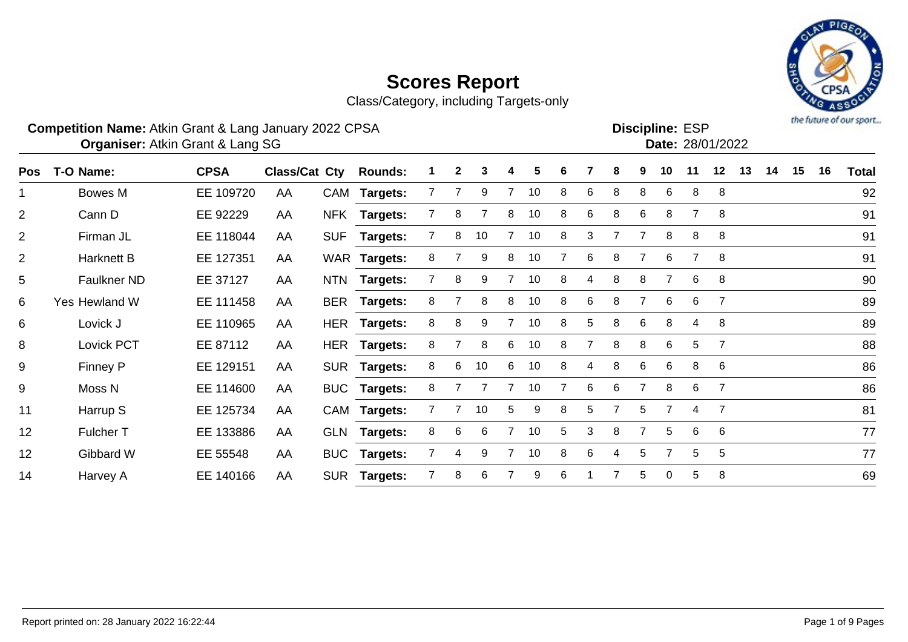# Scores Report

Class/Category, including Targets-only

**Competition Name:** Atkin Grant & Lang January 2022 CPSA
**Organiser:** Atkin Grant & Lang SG

**Discipline:** ESP
**Date:** 28/01/2022

| Pos | T-O | Name: | CPSA | Class/Cat | Cty | Rounds: | 1 | 2 | 3 | 4 | 5 | 6 | 7 | 8 | 9 | 10 | 11 | 12 | 13 | 14 | 15 | 16 | Total |
|---|---|---|---|---|---|---|---|---|---|---|---|---|---|---|---|---|---|---|---|---|---|---|---|
| 1 | | Bowes M | EE 109720 | AA | CAM | Targets: | 7 | 7 | 9 | 7 | 10 | 8 | 6 | 8 | 8 | 6 | 8 | 8 | | | | | 92 |
| 2 | | Cann D | EE 92229 | AA | NFK | Targets: | 7 | 8 | 7 | 8 | 10 | 8 | 6 | 8 | 6 | 8 | 7 | 8 | | | | | 91 |
| 2 | | Firman JL | EE 118044 | AA | SUF | Targets: | 7 | 8 | 10 | 7 | 10 | 8 | 3 | 7 | 7 | 8 | 8 | 8 | | | | | 91 |
| 2 | | Harknett B | EE 127351 | AA | WAR | Targets: | 8 | 7 | 9 | 8 | 10 | 7 | 6 | 8 | 7 | 6 | 7 | 8 | | | | | 91 |
| 5 | | Faulkner ND | EE 37127 | AA | NTN | Targets: | 7 | 8 | 9 | 7 | 10 | 8 | 4 | 8 | 8 | 7 | 6 | 8 | | | | | 90 |
| 6 | Yes | Hewland W | EE 111458 | AA | BER | Targets: | 8 | 7 | 8 | 8 | 10 | 8 | 6 | 8 | 7 | 6 | 6 | 7 | | | | | 89 |
| 6 | | Lovick J | EE 110965 | AA | HER | Targets: | 8 | 8 | 9 | 7 | 10 | 8 | 5 | 8 | 6 | 8 | 4 | 8 | | | | | 89 |
| 8 | | Lovick PCT | EE 87112 | AA | HER | Targets: | 8 | 7 | 8 | 6 | 10 | 8 | 7 | 8 | 8 | 6 | 5 | 7 | | | | | 88 |
| 9 | | Finney P | EE 129151 | AA | SUR | Targets: | 8 | 6 | 10 | 6 | 10 | 8 | 4 | 8 | 6 | 6 | 8 | 6 | | | | | 86 |
| 9 | | Moss N | EE 114600 | AA | BUC | Targets: | 8 | 7 | 7 | 7 | 10 | 7 | 6 | 6 | 7 | 8 | 6 | 7 | | | | | 86 |
| 11 | | Harrup S | EE 125734 | AA | CAM | Targets: | 7 | 7 | 10 | 5 | 9 | 8 | 5 | 7 | 5 | 7 | 4 | 7 | | | | | 81 |
| 12 | | Fulcher T | EE 133886 | AA | GLN | Targets: | 8 | 6 | 6 | 7 | 10 | 5 | 3 | 8 | 7 | 5 | 6 | 6 | | | | | 77 |
| 12 | | Gibbard W | EE 55548 | AA | BUC | Targets: | 7 | 4 | 9 | 7 | 10 | 8 | 6 | 4 | 5 | 7 | 5 | 5 | | | | | 77 |
| 14 | | Harvey A | EE 140166 | AA | SUR | Targets: | 7 | 8 | 6 | 7 | 9 | 6 | 1 | 7 | 5 | 0 | 5 | 8 | | | | | 69 |

Report printed on: 28 January 2022 16:22:44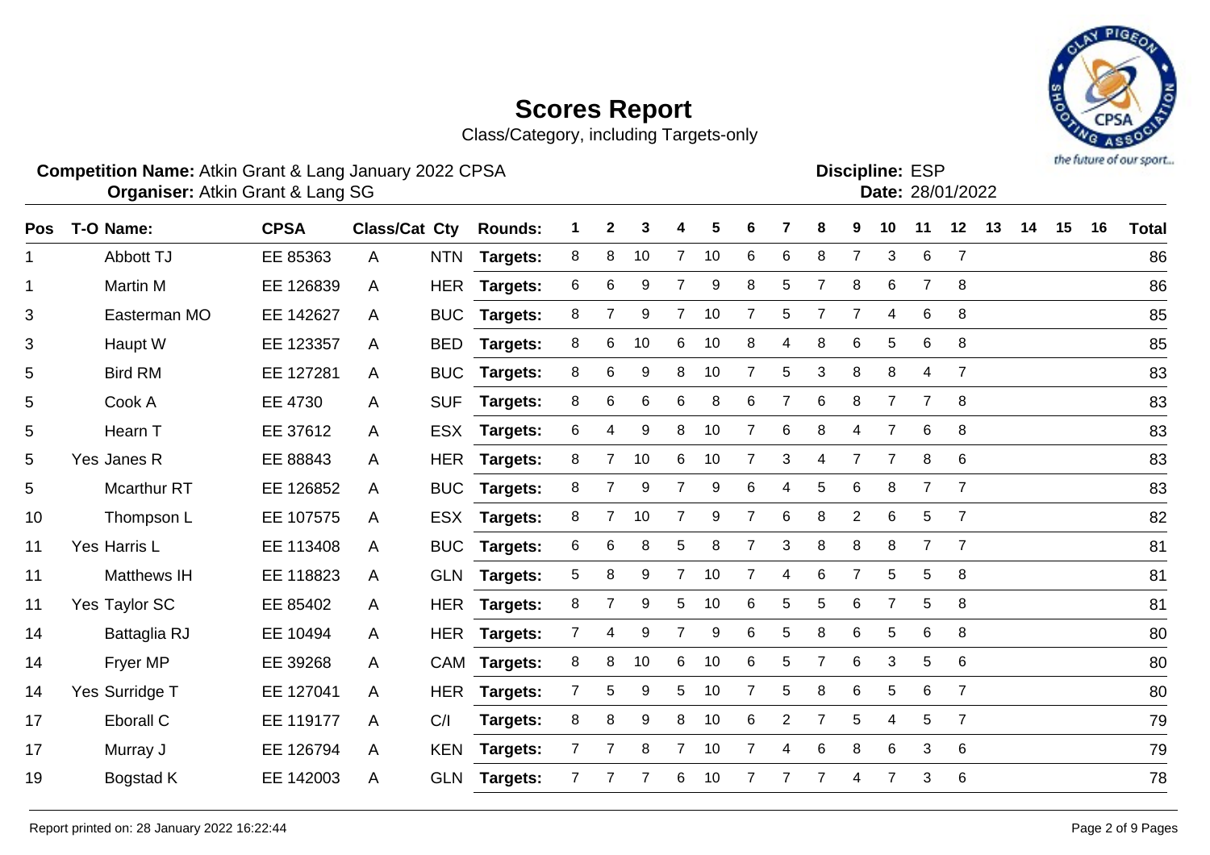# Scores Report

Class/Category, including Targets-only

**Competition Name:** Atkin Grant & Lang January 2022 CPSA
**Organiser:** Atkin Grant & Lang SG

**Discipline:** ESP
**Date:** 28/01/2022

| Pos | T-O | Name: | CPSA | Class/Cat | Cty | Rounds: | 1 | 2 | 3 | 4 | 5 | 6 | 7 | 8 | 9 | 10 | 11 | 12 | 13 | 14 | 15 | 16 | Total |
|---|---|---|---|---|---|---|---|---|---|---|---|---|---|---|---|---|---|---|---|---|---|---|---|
| 1 | | Abbott TJ | EE 85363 | A | NTN | Targets: | 8 | 8 | 10 | 7 | 10 | 6 | 6 | 8 | 7 | 3 | 6 | 7 | | | | | 86 |
| 1 | | Martin M | EE 126839 | A | HER | Targets: | 6 | 6 | 9 | 7 | 9 | 8 | 5 | 7 | 8 | 6 | 7 | 8 | | | | | 86 |
| 3 | | Easterman MO | EE 142627 | A | BUC | Targets: | 8 | 7 | 9 | 7 | 10 | 7 | 5 | 7 | 7 | 4 | 6 | 8 | | | | | 85 |
| 3 | | Haupt W | EE 123357 | A | BED | Targets: | 8 | 6 | 10 | 6 | 10 | 8 | 4 | 8 | 6 | 5 | 6 | 8 | | | | | 85 |
| 5 | | Bird RM | EE 127281 | A | BUC | Targets: | 8 | 6 | 9 | 8 | 10 | 7 | 5 | 3 | 8 | 8 | 4 | 7 | | | | | 83 |
| 5 | | Cook A | EE 4730 | A | SUF | Targets: | 8 | 6 | 6 | 6 | 8 | 6 | 7 | 6 | 8 | 7 | 7 | 8 | | | | | 83 |
| 5 | | Hearn T | EE 37612 | A | ESX | Targets: | 6 | 4 | 9 | 8 | 10 | 7 | 6 | 8 | 4 | 7 | 6 | 8 | | | | | 83 |
| 5 | Yes | Janes R | EE 88843 | A | HER | Targets: | 8 | 7 | 10 | 6 | 10 | 7 | 3 | 4 | 7 | 7 | 8 | 6 | | | | | 83 |
| 5 | | Mcarthur RT | EE 126852 | A | BUC | Targets: | 8 | 7 | 9 | 7 | 9 | 6 | 4 | 5 | 6 | 8 | 7 | 7 | | | | | 83 |
| 10 | | Thompson L | EE 107575 | A | ESX | Targets: | 8 | 7 | 10 | 7 | 9 | 7 | 6 | 8 | 2 | 6 | 5 | 7 | | | | | 82 |
| 11 | Yes | Harris L | EE 113408 | A | BUC | Targets: | 6 | 6 | 8 | 5 | 8 | 7 | 3 | 8 | 8 | 8 | 7 | 7 | | | | | 81 |
| 11 | | Matthews IH | EE 118823 | A | GLN | Targets: | 5 | 8 | 9 | 7 | 10 | 7 | 4 | 6 | 7 | 5 | 5 | 8 | | | | | 81 |
| 11 | Yes | Taylor SC | EE 85402 | A | HER | Targets: | 8 | 7 | 9 | 5 | 10 | 6 | 5 | 5 | 6 | 7 | 5 | 8 | | | | | 81 |
| 14 | | Battaglia RJ | EE 10494 | A | HER | Targets: | 7 | 4 | 9 | 7 | 9 | 6 | 5 | 8 | 6 | 5 | 6 | 8 | | | | | 80 |
| 14 | | Fryer MP | EE 39268 | A | CAM | Targets: | 8 | 8 | 10 | 6 | 10 | 6 | 5 | 7 | 6 | 3 | 5 | 6 | | | | | 80 |
| 14 | Yes | Surridge T | EE 127041 | A | HER | Targets: | 7 | 5 | 9 | 5 | 10 | 7 | 5 | 8 | 6 | 5 | 6 | 7 | | | | | 80 |
| 17 | | Eborall C | EE 119177 | A | C/I | Targets: | 8 | 8 | 9 | 8 | 10 | 6 | 2 | 7 | 5 | 4 | 5 | 7 | | | | | 79 |
| 17 | | Murray J | EE 126794 | A | KEN | Targets: | 7 | 7 | 8 | 7 | 10 | 7 | 4 | 6 | 8 | 6 | 3 | 6 | | | | | 79 |
| 19 | | Bogstad K | EE 142003 | A | GLN | Targets: | 7 | 7 | 7 | 6 | 10 | 7 | 7 | 7 | 4 | 7 | 3 | 6 | | | | | 78 |

Report printed on: 28 January 2022 16:22:44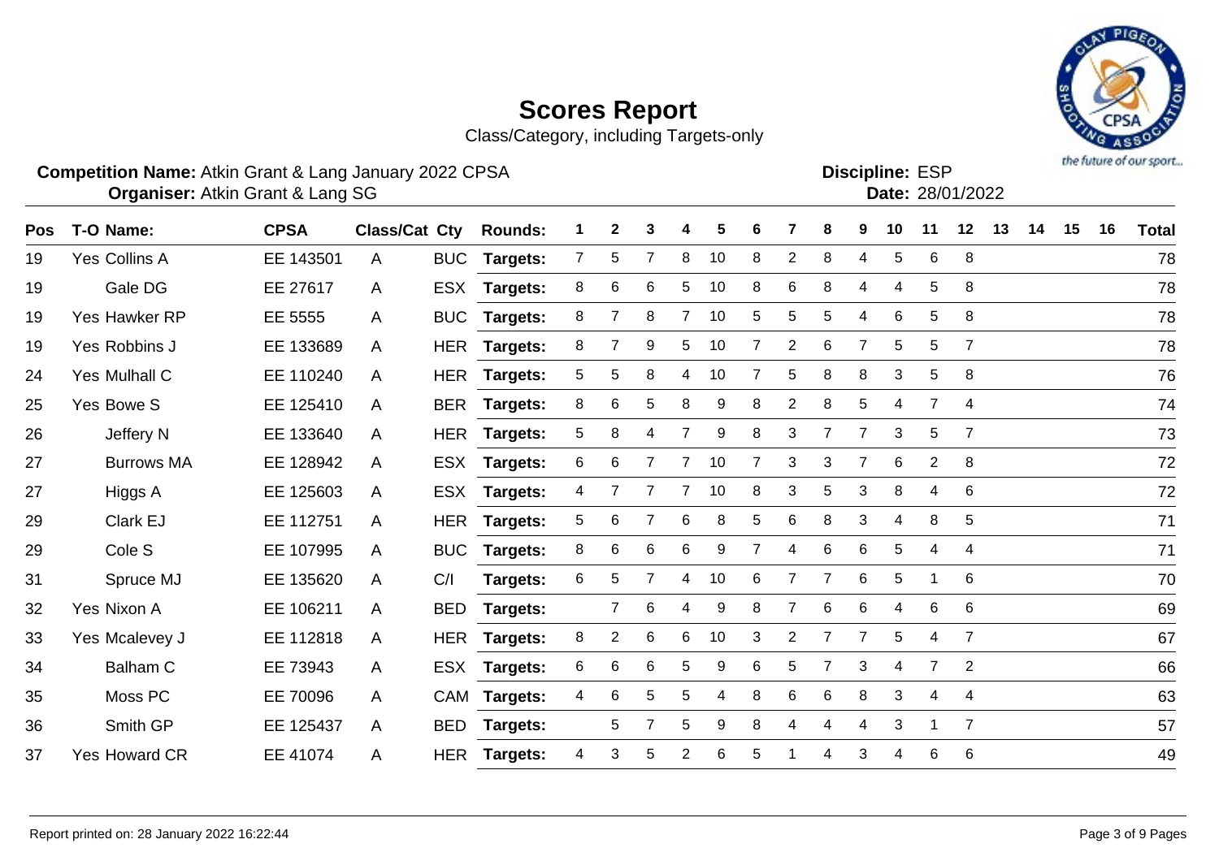# Scores Report

Class/Category, including Targets-only

**Competition Name:** Atkin Grant & Lang January 2022 CPSA
**Organiser:** Atkin Grant & Lang SG

**Discipline:** ESP
**Date:** 28/01/2022

| Pos | T-O | Name: | CPSA | Class/Cat | Cty | Rounds: | 1 | 2 | 3 | 4 | 5 | 6 | 7 | 8 | 9 | 10 | 11 | 12 | 13 | 14 | 15 | 16 | Total |
|---|---|---|---|---|---|---|---|---|---|---|---|---|---|---|---|---|---|---|---|---|---|---|---|
| 19 | Yes | Collins A | EE 143501 | A | BUC | Targets: | 7 | 5 | 7 | 8 | 10 | 8 | 2 | 8 | 4 | 5 | 6 | 8 | | | | | 78 |
| 19 | | Gale DG | EE 27617 | A | ESX | Targets: | 8 | 6 | 6 | 5 | 10 | 8 | 6 | 8 | 4 | 4 | 5 | 8 | | | | | 78 |
| 19 | Yes | Hawker RP | EE 5555 | A | BUC | Targets: | 8 | 7 | 8 | 7 | 10 | 5 | 5 | 5 | 4 | 6 | 5 | 8 | | | | | 78 |
| 19 | Yes | Robbins J | EE 133689 | A | HER | Targets: | 8 | 7 | 9 | 5 | 10 | 7 | 2 | 6 | 7 | 5 | 5 | 7 | | | | | 78 |
| 24 | Yes | Mulhall C | EE 110240 | A | HER | Targets: | 5 | 5 | 8 | 4 | 10 | 7 | 5 | 8 | 8 | 3 | 5 | 8 | | | | | 76 |
| 25 | Yes | Bowe S | EE 125410 | A | BER | Targets: | 8 | 6 | 5 | 8 | 9 | 8 | 2 | 8 | 5 | 4 | 7 | 4 | | | | | 74 |
| 26 | | Jeffery N | EE 133640 | A | HER | Targets: | 5 | 8 | 4 | 7 | 9 | 8 | 3 | 7 | 7 | 3 | 5 | 7 | | | | | 73 |
| 27 | | Burrows MA | EE 128942 | A | ESX | Targets: | 6 | 6 | 7 | 7 | 10 | 7 | 3 | 3 | 7 | 6 | 2 | 8 | | | | | 72 |
| 27 | | Higgs A | EE 125603 | A | ESX | Targets: | 4 | 7 | 7 | 7 | 10 | 8 | 3 | 5 | 3 | 8 | 4 | 6 | | | | | 72 |
| 29 | | Clark EJ | EE 112751 | A | HER | Targets: | 5 | 6 | 7 | 6 | 8 | 5 | 6 | 8 | 3 | 4 | 8 | 5 | | | | | 71 |
| 29 | | Cole S | EE 107995 | A | BUC | Targets: | 8 | 6 | 6 | 6 | 9 | 7 | 4 | 6 | 6 | 5 | 4 | 4 | | | | | 71 |
| 31 | | Spruce MJ | EE 135620 | A | C/I | Targets: | 6 | 5 | 7 | 4 | 10 | 6 | 7 | 7 | 6 | 5 | 1 | 6 | | | | | 70 |
| 32 | Yes | Nixon A | EE 106211 | A | BED | Targets: | | 7 | 6 | 4 | 9 | 8 | 7 | 6 | 6 | 4 | 6 | 6 | | | | | 69 |
| 33 | Yes | Mcalevey J | EE 112818 | A | HER | Targets: | 8 | 2 | 6 | 6 | 10 | 3 | 2 | 7 | 7 | 5 | 4 | 7 | | | | | 67 |
| 34 | | Balham C | EE 73943 | A | ESX | Targets: | 6 | 6 | 6 | 5 | 9 | 6 | 5 | 7 | 3 | 4 | 7 | 2 | | | | | 66 |
| 35 | | Moss PC | EE 70096 | A | CAM | Targets: | 4 | 6 | 5 | 5 | 4 | 8 | 6 | 6 | 8 | 3 | 4 | 4 | | | | | 63 |
| 36 | | Smith GP | EE 125437 | A | BED | Targets: | | 5 | 7 | 5 | 9 | 8 | 4 | 4 | 4 | 3 | 1 | 7 | | | | | 57 |
| 37 | Yes | Howard CR | EE 41074 | A | HER | Targets: | 4 | 3 | 5 | 2 | 6 | 5 | 1 | 4 | 3 | 4 | 6 | 6 | | | | | 49 |

Report printed on: 28 January 2022 16:22:44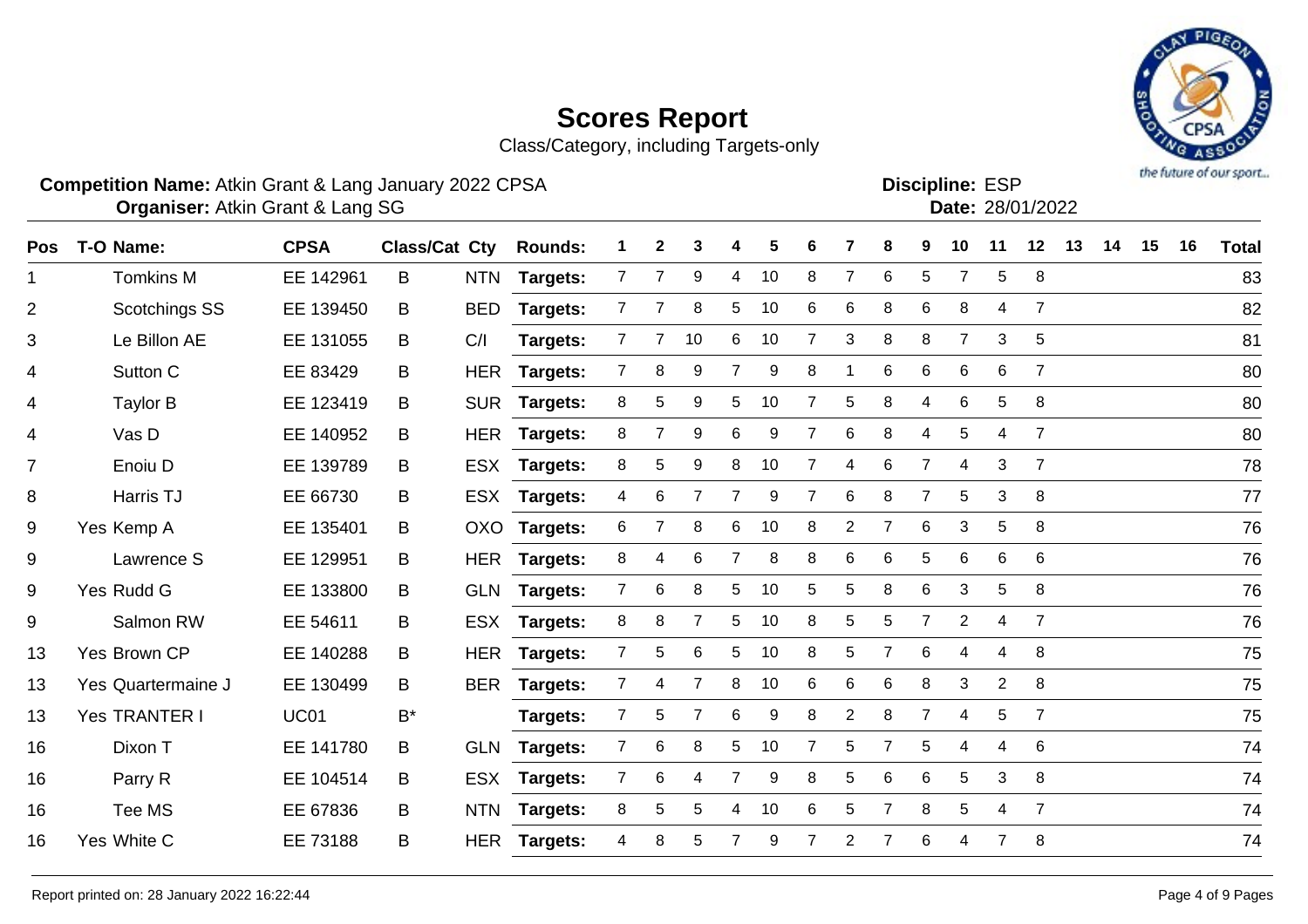# Scores Report

Class/Category, including Targets-only

**Competition Name:** Atkin Grant & Lang January 2022 CPSA
**Organiser:** Atkin Grant & Lang SG

**Discipline:** ESP
**Date:** 28/01/2022

| Pos | T-O | Name: | CPSA | Class/Cat | Cty | Rounds: | 1 | 2 | 3 | 4 | 5 | 6 | 7 | 8 | 9 | 10 | 11 | 12 | 13 | 14 | 15 | 16 | Total |
|---|---|---|---|---|---|---|---|---|---|---|---|---|---|---|---|---|---|---|---|---|---|---|---|
| 1 | | Tomkins M | EE 142961 | B | NTN | Targets: | 7 | 7 | 9 | 4 | 10 | 8 | 7 | 6 | 5 | 7 | 5 | 8 | | | | | 83 |
| 2 | | Scotchings SS | EE 139450 | B | BED | Targets: | 7 | 7 | 8 | 5 | 10 | 6 | 6 | 8 | 6 | 8 | 4 | 7 | | | | | 82 |
| 3 | | Le Billon AE | EE 131055 | B | C/I | Targets: | 7 | 7 | 10 | 6 | 10 | 7 | 3 | 8 | 8 | 7 | 3 | 5 | | | | | 81 |
| 4 | | Sutton C | EE 83429 | B | HER | Targets: | 7 | 8 | 9 | 7 | 9 | 8 | 1 | 6 | 6 | 6 | 6 | 7 | | | | | 80 |
| 4 | | Taylor B | EE 123419 | B | SUR | Targets: | 8 | 5 | 9 | 5 | 10 | 7 | 5 | 8 | 4 | 6 | 5 | 8 | | | | | 80 |
| 4 | | Vas D | EE 140952 | B | HER | Targets: | 8 | 7 | 9 | 6 | 9 | 7 | 6 | 8 | 4 | 5 | 4 | 7 | | | | | 80 |
| 7 | | Enoiu D | EE 139789 | B | ESX | Targets: | 8 | 5 | 9 | 8 | 10 | 7 | 4 | 6 | 7 | 4 | 3 | 7 | | | | | 78 |
| 8 | | Harris TJ | EE 66730 | B | ESX | Targets: | 4 | 6 | 7 | 7 | 9 | 7 | 6 | 8 | 7 | 5 | 3 | 8 | | | | | 77 |
| 9 | Yes | Kemp A | EE 135401 | B | OXO | Targets: | 6 | 7 | 8 | 6 | 10 | 8 | 2 | 7 | 6 | 3 | 5 | 8 | | | | | 76 |
| 9 | | Lawrence S | EE 129951 | B | HER | Targets: | 8 | 4 | 6 | 7 | 8 | 8 | 6 | 6 | 5 | 6 | 6 | 6 | | | | | 76 |
| 9 | Yes | Rudd G | EE 133800 | B | GLN | Targets: | 7 | 6 | 8 | 5 | 10 | 5 | 5 | 8 | 6 | 3 | 5 | 8 | | | | | 76 |
| 9 | | Salmon RW | EE 54611 | B | ESX | Targets: | 8 | 8 | 7 | 5 | 10 | 8 | 5 | 5 | 7 | 2 | 4 | 7 | | | | | 76 |
| 13 | Yes | Brown CP | EE 140288 | B | HER | Targets: | 7 | 5 | 6 | 5 | 10 | 8 | 5 | 7 | 6 | 4 | 4 | 8 | | | | | 75 |
| 13 | Yes | Quartermaine J | EE 130499 | B | BER | Targets: | 7 | 4 | 7 | 8 | 10 | 6 | 6 | 6 | 8 | 3 | 2 | 8 | | | | | 75 |
| 13 | Yes | TRANTER I | UC01 | B* | | Targets: | 7 | 5 | 7 | 6 | 9 | 8 | 2 | 8 | 7 | 4 | 5 | 7 | | | | | 75 |
| 16 | | Dixon T | EE 141780 | B | GLN | Targets: | 7 | 6 | 8 | 5 | 10 | 7 | 5 | 7 | 5 | 4 | 4 | 6 | | | | | 74 |
| 16 | | Parry R | EE 104514 | B | ESX | Targets: | 7 | 6 | 4 | 7 | 9 | 8 | 5 | 6 | 6 | 5 | 3 | 8 | | | | | 74 |
| 16 | | Tee MS | EE 67836 | B | NTN | Targets: | 8 | 5 | 5 | 4 | 10 | 6 | 5 | 7 | 8 | 5 | 4 | 7 | | | | | 74 |
| 16 | Yes | White C | EE 73188 | B | HER | Targets: | 4 | 8 | 5 | 7 | 9 | 7 | 2 | 7 | 6 | 4 | 7 | 8 | | | | | 74 |

Report printed on: 28 January 2022 16:22:44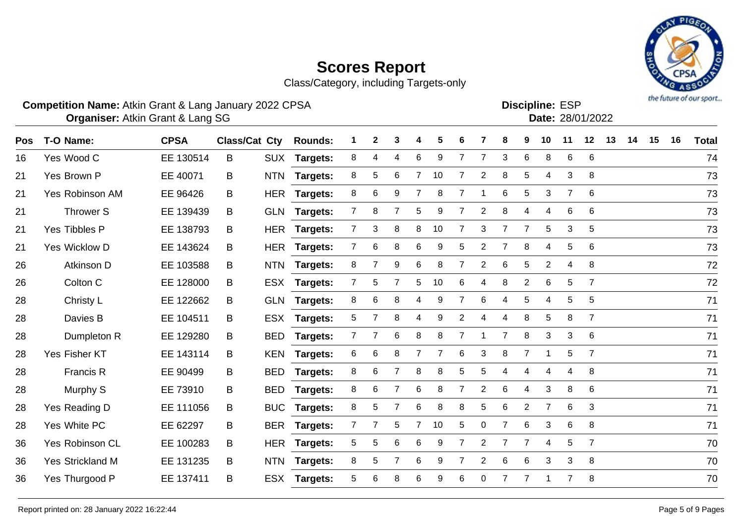# Scores Report

Class/Category, including Targets-only

**Competition Name:** Atkin Grant & Lang January 2022 CPSA
**Organiser:** Atkin Grant & Lang SG

**Discipline:** ESP
**Date:** 28/01/2022

| Pos | T-O | Name: | CPSA | Class/Cat | Cty | Rounds: | 1 | 2 | 3 | 4 | 5 | 6 | 7 | 8 | 9 | 10 | 11 | 12 | 13 | 14 | 15 | 16 | Total |
|---|---|---|---|---|---|---|---|---|---|---|---|---|---|---|---|---|---|---|---|---|---|---|---|
| 16 | Yes | Wood C | EE 130514 | B | SUX | Targets: | 8 | 4 | 4 | 6 | 9 | 7 | 7 | 3 | 6 | 8 | 6 | 6 | | | | | 74 |
| 21 | Yes | Brown P | EE 40071 | B | NTN | Targets: | 8 | 5 | 6 | 7 | 10 | 7 | 2 | 8 | 5 | 4 | 3 | 8 | | | | | 73 |
| 21 | Yes | Robinson AM | EE 96426 | B | HER | Targets: | 8 | 6 | 9 | 7 | 8 | 7 | 1 | 6 | 5 | 3 | 7 | 6 | | | | | 73 |
| 21 | | Thrower S | EE 139439 | B | GLN | Targets: | 7 | 8 | 7 | 5 | 9 | 7 | 2 | 8 | 4 | 4 | 6 | 6 | | | | | 73 |
| 21 | Yes | Tibbles P | EE 138793 | B | HER | Targets: | 7 | 3 | 8 | 8 | 10 | 7 | 3 | 7 | 7 | 5 | 3 | 5 | | | | | 73 |
| 21 | Yes | Wicklow D | EE 143624 | B | HER | Targets: | 7 | 6 | 8 | 6 | 9 | 5 | 2 | 7 | 8 | 4 | 5 | 6 | | | | | 73 |
| 26 | | Atkinson D | EE 103588 | B | NTN | Targets: | 8 | 7 | 9 | 6 | 8 | 7 | 2 | 6 | 5 | 2 | 4 | 8 | | | | | 72 |
| 26 | | Colton C | EE 128000 | B | ESX | Targets: | 7 | 5 | 7 | 5 | 10 | 6 | 4 | 8 | 2 | 6 | 5 | 7 | | | | | 72 |
| 28 | | Christy L | EE 122662 | B | GLN | Targets: | 8 | 6 | 8 | 4 | 9 | 7 | 6 | 4 | 5 | 4 | 5 | 5 | | | | | 71 |
| 28 | | Davies B | EE 104511 | B | ESX | Targets: | 5 | 7 | 8 | 4 | 9 | 2 | 4 | 4 | 8 | 5 | 8 | 7 | | | | | 71 |
| 28 | | Dumpleton R | EE 129280 | B | BED | Targets: | 7 | 7 | 6 | 8 | 8 | 7 | 1 | 7 | 8 | 3 | 3 | 6 | | | | | 71 |
| 28 | Yes | Fisher KT | EE 143114 | B | KEN | Targets: | 6 | 6 | 8 | 7 | 7 | 6 | 3 | 8 | 7 | 1 | 5 | 7 | | | | | 71 |
| 28 | | Francis R | EE 90499 | B | BED | Targets: | 8 | 6 | 7 | 8 | 8 | 5 | 5 | 4 | 4 | 4 | 4 | 8 | | | | | 71 |
| 28 | | Murphy S | EE 73910 | B | BED | Targets: | 8 | 6 | 7 | 6 | 8 | 7 | 2 | 6 | 4 | 3 | 8 | 6 | | | | | 71 |
| 28 | Yes | Reading D | EE 111056 | B | BUC | Targets: | 8 | 5 | 7 | 6 | 8 | 8 | 5 | 6 | 2 | 7 | 6 | 3 | | | | | 71 |
| 28 | Yes | White PC | EE 62297 | B | BER | Targets: | 7 | 7 | 5 | 7 | 10 | 5 | 0 | 7 | 6 | 3 | 6 | 8 | | | | | 71 |
| 36 | Yes | Robinson CL | EE 100283 | B | HER | Targets: | 5 | 5 | 6 | 6 | 9 | 7 | 2 | 7 | 7 | 4 | 5 | 7 | | | | | 70 |
| 36 | Yes | Strickland M | EE 131235 | B | NTN | Targets: | 8 | 5 | 7 | 6 | 9 | 7 | 2 | 6 | 6 | 3 | 3 | 8 | | | | | 70 |
| 36 | Yes | Thurgood P | EE 137411 | B | ESX | Targets: | 5 | 6 | 8 | 6 | 9 | 6 | 0 | 7 | 7 | 1 | 7 | 8 | | | | | 70 |

Report printed on: 28 January 2022 16:22:44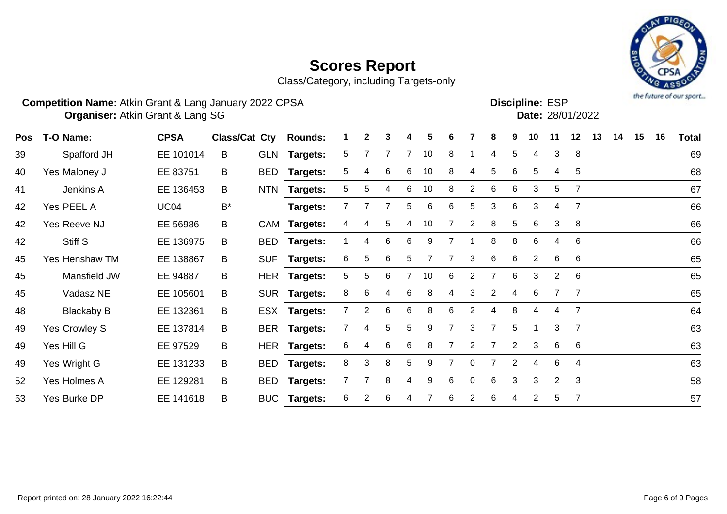# Scores Report

Class/Category, including Targets-only

**Competition Name:** Atkin Grant & Lang January 2022 CPSA
**Organiser:** Atkin Grant & Lang SG

**Discipline:** ESP
**Date:** 28/01/2022

| Pos | T-O | Name: | CPSA | Class/Cat | Cty | Rounds: | 1 | 2 | 3 | 4 | 5 | 6 | 7 | 8 | 9 | 10 | 11 | 12 | 13 | 14 | 15 | 16 | Total |
|---|---|---|---|---|---|---|---|---|---|---|---|---|---|---|---|---|---|---|---|---|---|---|---|
| 39 | | Spafford JH | EE 101014 | B | GLN | Targets: | 5 | 7 | 7 | 7 | 10 | 8 | 1 | 4 | 5 | 4 | 3 | 8 | | | | | 69 |
| 40 | Yes | Maloney J | EE 83751 | B | BED | Targets: | 5 | 4 | 6 | 6 | 10 | 8 | 4 | 5 | 6 | 5 | 4 | 5 | | | | | 68 |
| 41 | | Jenkins A | EE 136453 | B | NTN | Targets: | 5 | 5 | 4 | 6 | 10 | 8 | 2 | 6 | 6 | 3 | 5 | 7 | | | | | 67 |
| 42 | Yes | PEEL A | UC04 | B* | | Targets: | 7 | 7 | 7 | 5 | 6 | 6 | 5 | 3 | 6 | 3 | 4 | 7 | | | | | 66 |
| 42 | Yes | Reeve NJ | EE 56986 | B | CAM | Targets: | 4 | 4 | 5 | 4 | 10 | 7 | 2 | 8 | 5 | 6 | 3 | 8 | | | | | 66 |
| 42 | | Stiff S | EE 136975 | B | BED | Targets: | 1 | 4 | 6 | 6 | 9 | 7 | 1 | 8 | 8 | 6 | 4 | 6 | | | | | 66 |
| 45 | Yes | Henshaw TM | EE 138867 | B | SUF | Targets: | 6 | 5 | 6 | 5 | 7 | 7 | 3 | 6 | 6 | 2 | 6 | 6 | | | | | 65 |
| 45 | | Mansfield JW | EE 94887 | B | HER | Targets: | 5 | 5 | 6 | 7 | 10 | 6 | 2 | 7 | 6 | 3 | 2 | 6 | | | | | 65 |
| 45 | | Vadasz NE | EE 105601 | B | SUR | Targets: | 8 | 6 | 4 | 6 | 8 | 4 | 3 | 2 | 4 | 6 | 7 | 7 | | | | | 65 |
| 48 | | Blackaby B | EE 132361 | B | ESX | Targets: | 7 | 2 | 6 | 6 | 8 | 6 | 2 | 4 | 8 | 4 | 4 | 7 | | | | | 64 |
| 49 | Yes | Crowley S | EE 137814 | B | BER | Targets: | 7 | 4 | 5 | 5 | 9 | 7 | 3 | 7 | 5 | 1 | 3 | 7 | | | | | 63 |
| 49 | Yes | Hill G | EE 97529 | B | HER | Targets: | 6 | 4 | 6 | 6 | 8 | 7 | 2 | 7 | 2 | 3 | 6 | 6 | | | | | 63 |
| 49 | Yes | Wright G | EE 131233 | B | BED | Targets: | 8 | 3 | 8 | 5 | 9 | 7 | 0 | 7 | 2 | 4 | 6 | 4 | | | | | 63 |
| 52 | Yes | Holmes A | EE 129281 | B | BED | Targets: | 7 | 7 | 8 | 4 | 9 | 6 | 0 | 6 | 3 | 3 | 2 | 3 | | | | | 58 |
| 53 | Yes | Burke DP | EE 141618 | B | BUC | Targets: | 6 | 2 | 6 | 4 | 7 | 6 | 2 | 6 | 4 | 2 | 5 | 7 | | | | | 57 |

Report printed on: 28 January 2022 16:22:44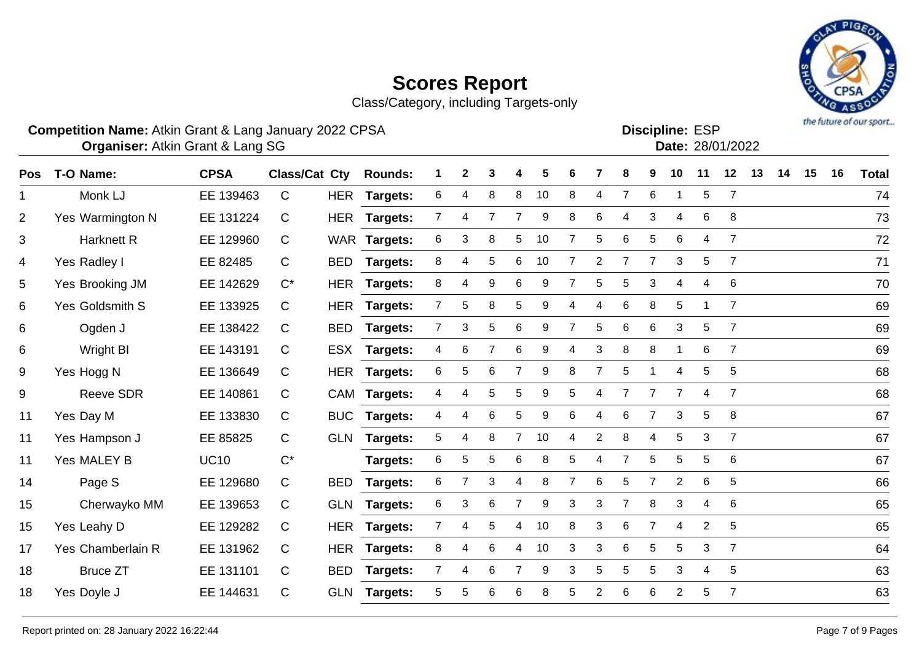# Scores Report

Class/Category, including Targets-only

**Competition Name:** Atkin Grant & Lang January 2022 CPSA
**Organiser:** Atkin Grant & Lang SG

**Discipline:** ESP
**Date:** 28/01/2022

| Pos | T-O | Name: | CPSA | Class/Cat | Cty | Rounds: | 1 | 2 | 3 | 4 | 5 | 6 | 7 | 8 | 9 | 10 | 11 | 12 | 13 | 14 | 15 | 16 | Total |
|---|---|---|---|---|---|---|---|---|---|---|---|---|---|---|---|---|---|---|---|---|---|---|---|
| 1 | | Monk LJ | EE 139463 | C | HER | Targets: | 6 | 4 | 8 | 8 | 10 | 8 | 4 | 7 | 6 | 1 | 5 | 7 | | | | | 74 |
| 2 | Yes | Warmington N | EE 131224 | C | HER | Targets: | 7 | 4 | 7 | 7 | 9 | 8 | 6 | 4 | 3 | 4 | 6 | 8 | | | | | 73 |
| 3 | | Harknett R | EE 129960 | C | WAR | Targets: | 6 | 3 | 8 | 5 | 10 | 7 | 5 | 6 | 5 | 6 | 4 | 7 | | | | | 72 |
| 4 | Yes | Radley I | EE 82485 | C | BED | Targets: | 8 | 4 | 5 | 6 | 10 | 7 | 2 | 7 | 7 | 3 | 5 | 7 | | | | | 71 |
| 5 | Yes | Brooking JM | EE 142629 | C* | HER | Targets: | 8 | 4 | 9 | 6 | 9 | 7 | 5 | 5 | 3 | 4 | 4 | 6 | | | | | 70 |
| 6 | Yes | Goldsmith S | EE 133925 | C | HER | Targets: | 7 | 5 | 8 | 5 | 9 | 4 | 4 | 6 | 8 | 5 | 1 | 7 | | | | | 69 |
| 6 | | Ogden J | EE 138422 | C | BED | Targets: | 7 | 3 | 5 | 6 | 9 | 7 | 5 | 6 | 6 | 3 | 5 | 7 | | | | | 69 |
| 6 | | Wright BI | EE 143191 | C | ESX | Targets: | 4 | 6 | 7 | 6 | 9 | 4 | 3 | 8 | 8 | 1 | 6 | 7 | | | | | 69 |
| 9 | Yes | Hogg N | EE 136649 | C | HER | Targets: | 6 | 5 | 6 | 7 | 9 | 8 | 7 | 5 | 1 | 4 | 5 | 5 | | | | | 68 |
| 9 | | Reeve SDR | EE 140861 | C | CAM | Targets: | 4 | 4 | 5 | 5 | 9 | 5 | 4 | 7 | 7 | 7 | 4 | 7 | | | | | 68 |
| 11 | Yes | Day M | EE 133830 | C | BUC | Targets: | 4 | 4 | 6 | 5 | 9 | 6 | 4 | 6 | 7 | 3 | 5 | 8 | | | | | 67 |
| 11 | Yes | Hampson J | EE 85825 | C | GLN | Targets: | 5 | 4 | 8 | 7 | 10 | 4 | 2 | 8 | 4 | 5 | 3 | 7 | | | | | 67 |
| 11 | Yes | MALEY B | UC10 | C* | | Targets: | 6 | 5 | 5 | 6 | 8 | 5 | 4 | 7 | 5 | 5 | 5 | 6 | | | | | 67 |
| 14 | | Page S | EE 129680 | C | BED | Targets: | 6 | 7 | 3 | 4 | 8 | 7 | 6 | 5 | 7 | 2 | 6 | 5 | | | | | 66 |
| 15 | | Cherwayko MM | EE 139653 | C | GLN | Targets: | 6 | 3 | 6 | 7 | 9 | 3 | 3 | 7 | 8 | 3 | 4 | 6 | | | | | 65 |
| 15 | Yes | Leahy D | EE 129282 | C | HER | Targets: | 7 | 4 | 5 | 4 | 10 | 8 | 3 | 6 | 7 | 4 | 2 | 5 | | | | | 65 |
| 17 | Yes | Chamberlain R | EE 131962 | C | HER | Targets: | 8 | 4 | 6 | 4 | 10 | 3 | 3 | 6 | 5 | 5 | 3 | 7 | | | | | 64 |
| 18 | | Bruce ZT | EE 131101 | C | BED | Targets: | 7 | 4 | 6 | 7 | 9 | 3 | 5 | 5 | 5 | 3 | 4 | 5 | | | | | 63 |
| 18 | Yes | Doyle J | EE 144631 | C | GLN | Targets: | 5 | 5 | 6 | 6 | 8 | 5 | 2 | 6 | 6 | 2 | 5 | 7 | | | | | 63 |

Report printed on: 28 January 2022 16:22:44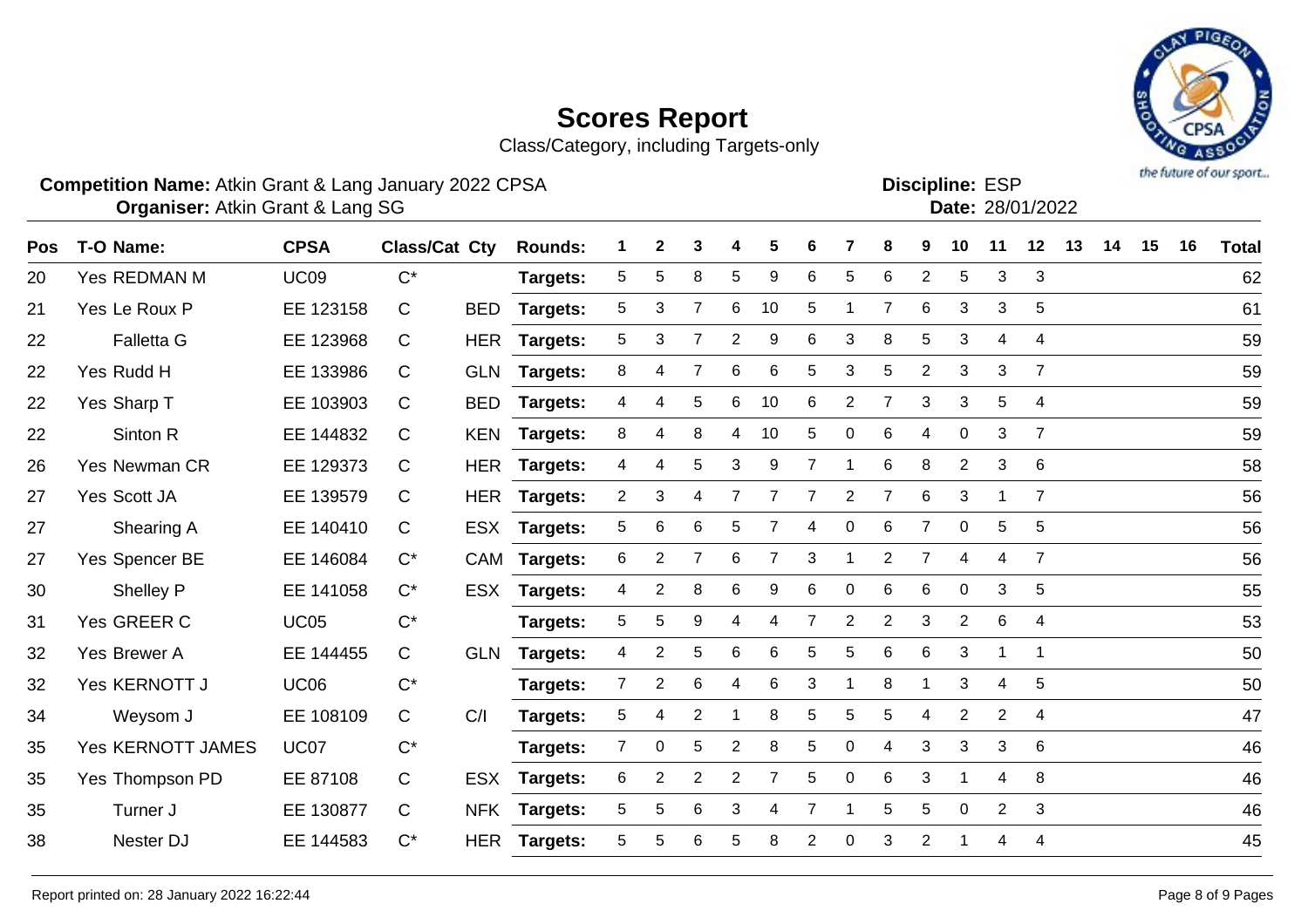# Scores Report

Class/Category, including Targets-only

**Competition Name:** Atkin Grant & Lang January 2022 CPSA
**Organiser:** Atkin Grant & Lang SG

**Discipline:** ESP
**Date:** 28/01/2022

| Pos | T-O | Name: | CPSA | Class/Cat | Cty | Rounds: | 1 | 2 | 3 | 4 | 5 | 6 | 7 | 8 | 9 | 10 | 11 | 12 | 13 | 14 | 15 | 16 | Total |
|---|---|---|---|---|---|---|---|---|---|---|---|---|---|---|---|---|---|---|---|---|---|---|---|
| 20 | Yes | REDMAN M | UC09 | C* | | Targets: | 5 | 5 | 8 | 5 | 9 | 6 | 5 | 6 | 2 | 5 | 3 | 3 | | | | | 62 |
| 21 | Yes | Le Roux P | EE 123158 | C | BED | Targets: | 5 | 3 | 7 | 6 | 10 | 5 | 1 | 7 | 6 | 3 | 3 | 5 | | | | | 61 |
| 22 | | Falletta G | EE 123968 | C | HER | Targets: | 5 | 3 | 7 | 2 | 9 | 6 | 3 | 8 | 5 | 3 | 4 | 4 | | | | | 59 |
| 22 | Yes | Rudd H | EE 133986 | C | GLN | Targets: | 8 | 4 | 7 | 6 | 6 | 5 | 3 | 5 | 2 | 3 | 3 | 7 | | | | | 59 |
| 22 | Yes | Sharp T | EE 103903 | C | BED | Targets: | 4 | 4 | 5 | 6 | 10 | 6 | 2 | 7 | 3 | 3 | 5 | 4 | | | | | 59 |
| 22 | | Sinton R | EE 144832 | C | KEN | Targets: | 8 | 4 | 8 | 4 | 10 | 5 | 0 | 6 | 4 | 0 | 3 | 7 | | | | | 59 |
| 26 | Yes | Newman CR | EE 129373 | C | HER | Targets: | 4 | 4 | 5 | 3 | 9 | 7 | 1 | 6 | 8 | 2 | 3 | 6 | | | | | 58 |
| 27 | Yes | Scott JA | EE 139579 | C | HER | Targets: | 2 | 3 | 4 | 7 | 7 | 7 | 2 | 7 | 6 | 3 | 1 | 7 | | | | | 56 |
| 27 | | Shearing A | EE 140410 | C | ESX | Targets: | 5 | 6 | 6 | 5 | 7 | 4 | 0 | 6 | 7 | 0 | 5 | 5 | | | | | 56 |
| 27 | Yes | Spencer BE | EE 146084 | C* | CAM | Targets: | 6 | 2 | 7 | 6 | 7 | 3 | 1 | 2 | 7 | 4 | 4 | 7 | | | | | 56 |
| 30 | | Shelley P | EE 141058 | C* | ESX | Targets: | 4 | 2 | 8 | 6 | 9 | 6 | 0 | 6 | 6 | 0 | 3 | 5 | | | | | 55 |
| 31 | Yes | GREER C | UC05 | C* | | Targets: | 5 | 5 | 9 | 4 | 4 | 7 | 2 | 2 | 3 | 2 | 6 | 4 | | | | | 53 |
| 32 | Yes | Brewer A | EE 144455 | C | GLN | Targets: | 4 | 2 | 5 | 6 | 6 | 5 | 5 | 6 | 6 | 3 | 1 | 1 | | | | | 50 |
| 32 | Yes | KERNOTT J | UC06 | C* | | Targets: | 7 | 2 | 6 | 4 | 6 | 3 | 1 | 8 | 1 | 3 | 4 | 5 | | | | | 50 |
| 34 | | Weysom J | EE 108109 | C | C/I | Targets: | 5 | 4 | 2 | 1 | 8 | 5 | 5 | 5 | 4 | 2 | 2 | 4 | | | | | 47 |
| 35 | Yes | KERNOTT JAMES | UC07 | C* | | Targets: | 7 | 0 | 5 | 2 | 8 | 5 | 0 | 4 | 3 | 3 | 3 | 6 | | | | | 46 |
| 35 | Yes | Thompson PD | EE 87108 | C | ESX | Targets: | 6 | 2 | 2 | 2 | 7 | 5 | 0 | 6 | 3 | 1 | 4 | 8 | | | | | 46 |
| 35 | | Turner J | EE 130877 | C | NFK | Targets: | 5 | 5 | 6 | 3 | 4 | 7 | 1 | 5 | 5 | 0 | 2 | 3 | | | | | 46 |
| 38 | | Nester DJ | EE 144583 | C* | HER | Targets: | 5 | 5 | 6 | 5 | 8 | 2 | 0 | 3 | 2 | 1 | 4 | 4 | | | | | 45 |

Report printed on: 28 January 2022 16:22:44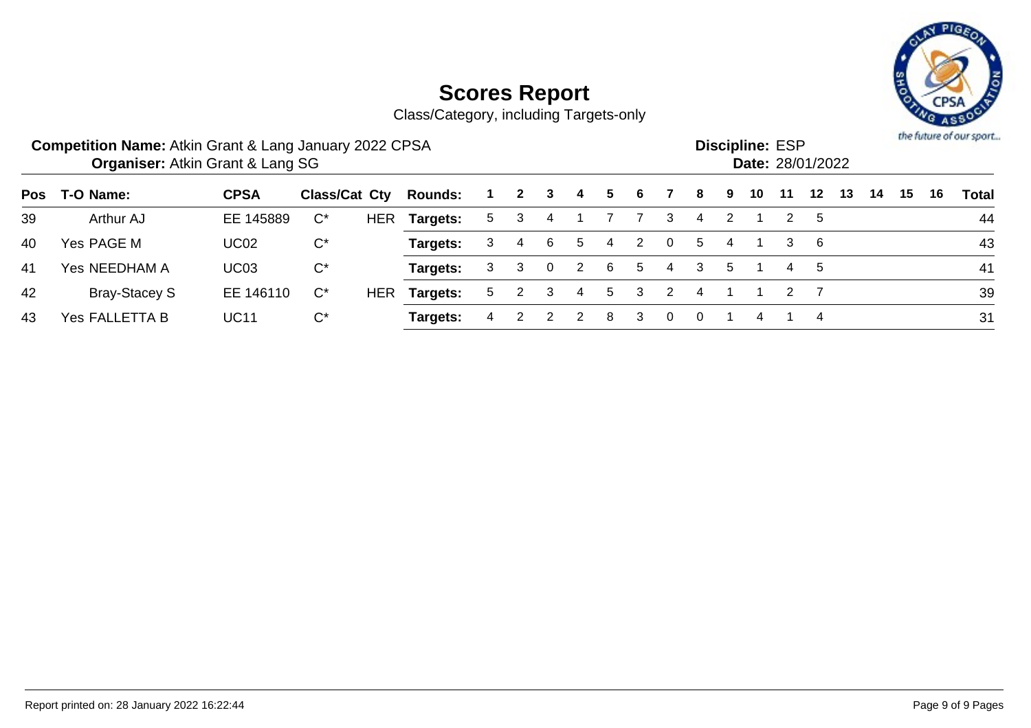# Scores Report

Class/Category, including Targets-only

**Competition Name:** Atkin Grant & Lang January 2022 CPSA
**Organiser:** Atkin Grant & Lang SG

**Discipline:** ESP
**Date:** 28/01/2022

| Pos | T-O | Name: | CPSA | Class/Cat | Cty | Rounds: | 1 | 2 | 3 | 4 | 5 | 6 | 7 | 8 | 9 | 10 | 11 | 12 | 13 | 14 | 15 | 16 | Total |
|---|---|---|---|---|---|---|---|---|---|---|---|---|---|---|---|---|---|---|---|---|---|---|---|
| 39 | | Arthur AJ | EE 145889 | C* | HER | Targets: | 5 | 3 | 4 | 1 | 7 | 7 | 3 | 4 | 2 | 1 | 2 | 5 | | | | | 44 |
| 40 | Yes | PAGE M | UC02 | C* | | Targets: | 3 | 4 | 6 | 5 | 4 | 2 | 0 | 5 | 4 | 1 | 3 | 6 | | | | | 43 |
| 41 | Yes | NEEDHAM A | UC03 | C* | | Targets: | 3 | 3 | 0 | 2 | 6 | 5 | 4 | 3 | 5 | 1 | 4 | 5 | | | | | 41 |
| 42 | | Bray-Stacey S | EE 146110 | C* | HER | Targets: | 5 | 2 | 3 | 4 | 5 | 3 | 2 | 4 | 1 | 1 | 2 | 7 | | | | | 39 |
| 43 | Yes | FALLETTA B | UC11 | C* | | Targets: | 4 | 2 | 2 | 2 | 8 | 3 | 0 | 0 | 1 | 4 | 1 | 4 | | | | | 31 |

Report printed on: 28 January 2022 16:22:44